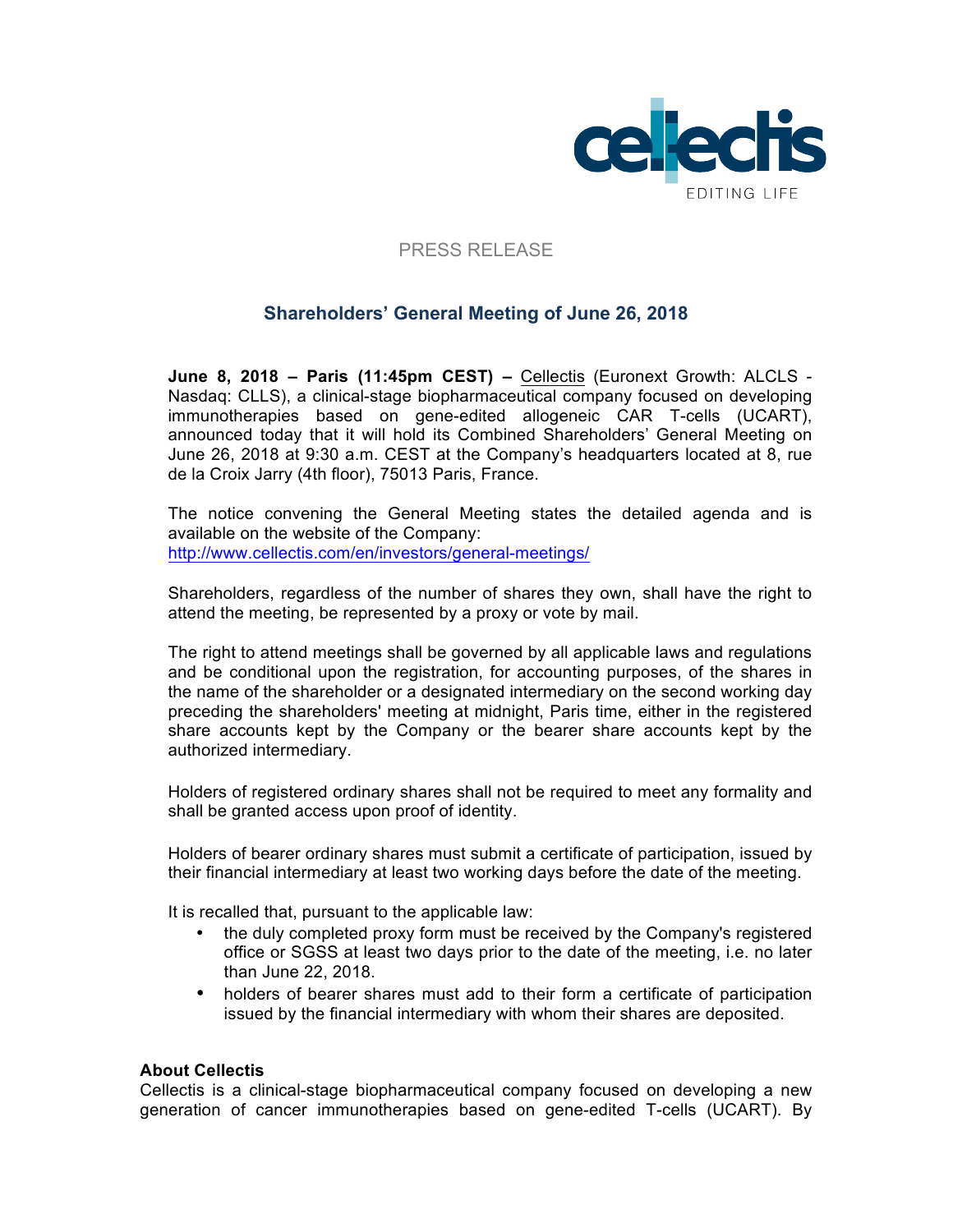PRESS RELEASE

## Shareholders' General Meeting of June 26, 2018

**June 8, 2018 – Paris (11:45pm CEST) –** Cellectis (Euronext Growth: ALCLS - Nasdaq: CLLS), a clinical-stage biopharmaceutical company focused on developing immunotherapies based on gene-edited allogeneic CAR T-cells (UCART), announced today that it will hold its Combined Shareholders' General Meeting on June 26, 2018 at 9:30 a.m. CEST at the Company's headquarters located at 8, rue de la Croix Jarry (4th floor), 75013 Paris, France.

The notice convening the General Meeting states the detailed agenda and is available on the website of the Company:
http://www.cellectis.com/en/investors/general-meetings/

Shareholders, regardless of the number of shares they own, shall have the right to attend the meeting, be represented by a proxy or vote by mail.

The right to attend meetings shall be governed by all applicable laws and regulations and be conditional upon the registration, for accounting purposes, of the shares in the name of the shareholder or a designated intermediary on the second working day preceding the shareholders' meeting at midnight, Paris time, either in the registered share accounts kept by the Company or the bearer share accounts kept by the authorized intermediary.

Holders of registered ordinary shares shall not be required to meet any formality and shall be granted access upon proof of identity.

Holders of bearer ordinary shares must submit a certificate of participation, issued by their financial intermediary at least two working days before the date of the meeting.

It is recalled that, pursuant to the applicable law:

- the duly completed proxy form must be received by the Company's registered office or SGSS at least two days prior to the date of the meeting, i.e. no later than June 22, 2018.
- holders of bearer shares must add to their form a certificate of participation issued by the financial intermediary with whom their shares are deposited.

**About Cellectis**

Cellectis is a clinical-stage biopharmaceutical company focused on developing a new generation of cancer immunotherapies based on gene-edited T-cells (UCART). By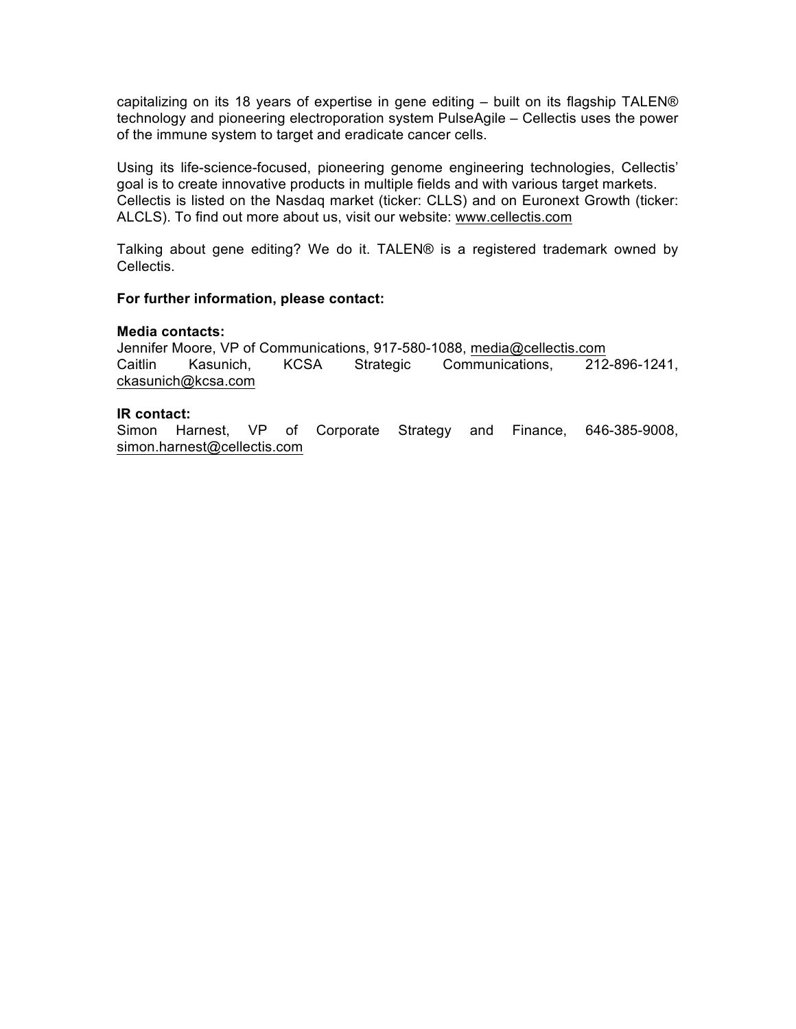capitalizing on its 18 years of expertise in gene editing – built on its flagship TALEN® technology and pioneering electroporation system PulseAgile – Cellectis uses the power of the immune system to target and eradicate cancer cells.

Using its life-science-focused, pioneering genome engineering technologies, Cellectis' goal is to create innovative products in multiple fields and with various target markets. Cellectis is listed on the Nasdaq market (ticker: CLLS) and on Euronext Growth (ticker: ALCLS). To find out more about us, visit our website: www.cellectis.com

Talking about gene editing? We do it. TALEN® is a registered trademark owned by Cellectis.

**For further information, please contact:**

**Media contacts:**
Jennifer Moore, VP of Communications, 917-580-1088, media@cellectis.com
Caitlin Kasunich, KCSA Strategic Communications, 212-896-1241, ckasunich@kcsa.com

**IR contact:**
Simon Harnest, VP of Corporate Strategy and Finance, 646-385-9008, simon.harnest@cellectis.com